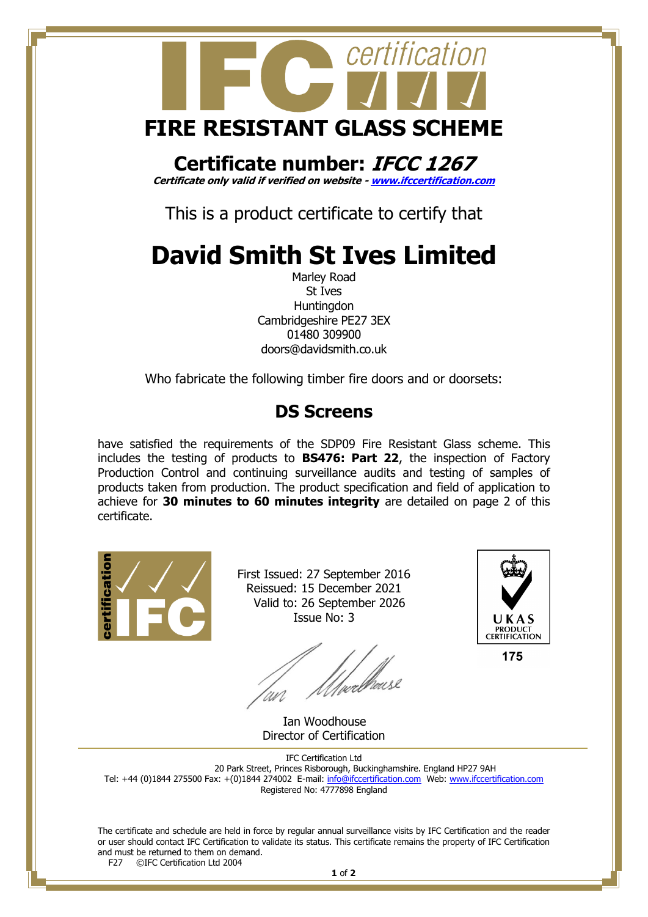# IFC certification

## FIRE RESISTANT GLASS SCHEME

## Certificate number: *IFCC 1267*

***Certificate only valid if verified on website - [www.ifccertification.com](http://www.ifccertification.com)***

This is a product certificate to certify that

# David Smith St Ives Limited

Marley Road
St Ives
Huntingdon
Cambridgeshire PE27 3EX
01480 309900
doors@davidsmith.co.uk

Who fabricate the following timber fire doors and or doorsets:

## DS Screens

have satisfied the requirements of the SDP09 Fire Resistant Glass scheme. This includes the testing of products to **BS476: Part 22**, the inspection of Factory Production Control and continuing surveillance audits and testing of samples of products taken from production. The product specification and field of application to achieve for **30 minutes to 60 minutes integrity** are detailed on page 2 of this certificate.

First Issued: 27 September 2016
Reissued: 15 December 2021
Valid to: 26 September 2026
Issue No: 3

Ian Woodhouse
Director of Certification

UKAS PRODUCT CERTIFICATION
175

IFC Certification Ltd
20 Park Street, Princes Risborough, Buckinghamshire. England HP27 9AH
Tel: +44 (0)1844 275500 Fax: +(0)1844 274002 E-mail: info@ifccertification.com Web: www.ifccertification.com
Registered No: 4777898 England

The certificate and schedule are held in force by regular annual surveillance visits by IFC Certification and the reader or user should contact IFC Certification to validate its status. This certificate remains the property of IFC Certification and must be returned to them on demand.

F27 ©IFC Certification Ltd 2004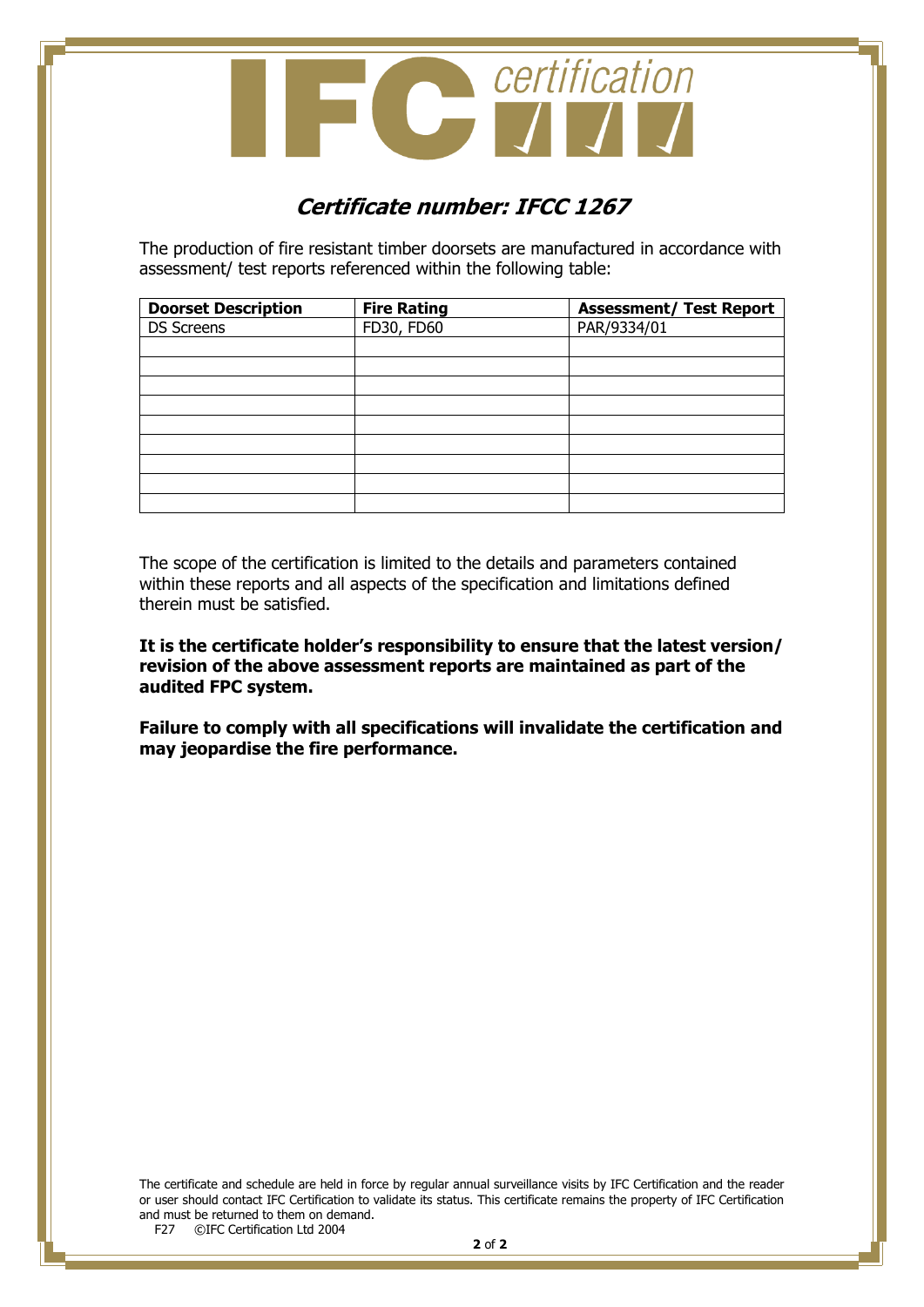## *Certificate number: IFCC 1267*

The production of fire resistant timber doorsets are manufactured in accordance with assessment/ test reports referenced within the following table:

| Doorset Description | Fire Rating | Assessment/ Test Report |
|---|---|---|
| DS Screens | FD30, FD60 | PAR/9334/01 |
| | | |
| | | |
| | | |
| | | |
| | | |
| | | |
| | | |
| | | |
| | | |

The scope of the certification is limited to the details and parameters contained within these reports and all aspects of the specification and limitations defined therein must be satisfied.

**It is the certificate holder's responsibility to ensure that the latest version/ revision of the above assessment reports are maintained as part of the audited FPC system.**

**Failure to comply with all specifications will invalidate the certification and may jeopardise the fire performance.**

The certificate and schedule are held in force by regular annual surveillance visits by IFC Certification and the reader or user should contact IFC Certification to validate its status. This certificate remains the property of IFC Certification and must be returned to them on demand.

F27 ©IFC Certification Ltd 2004